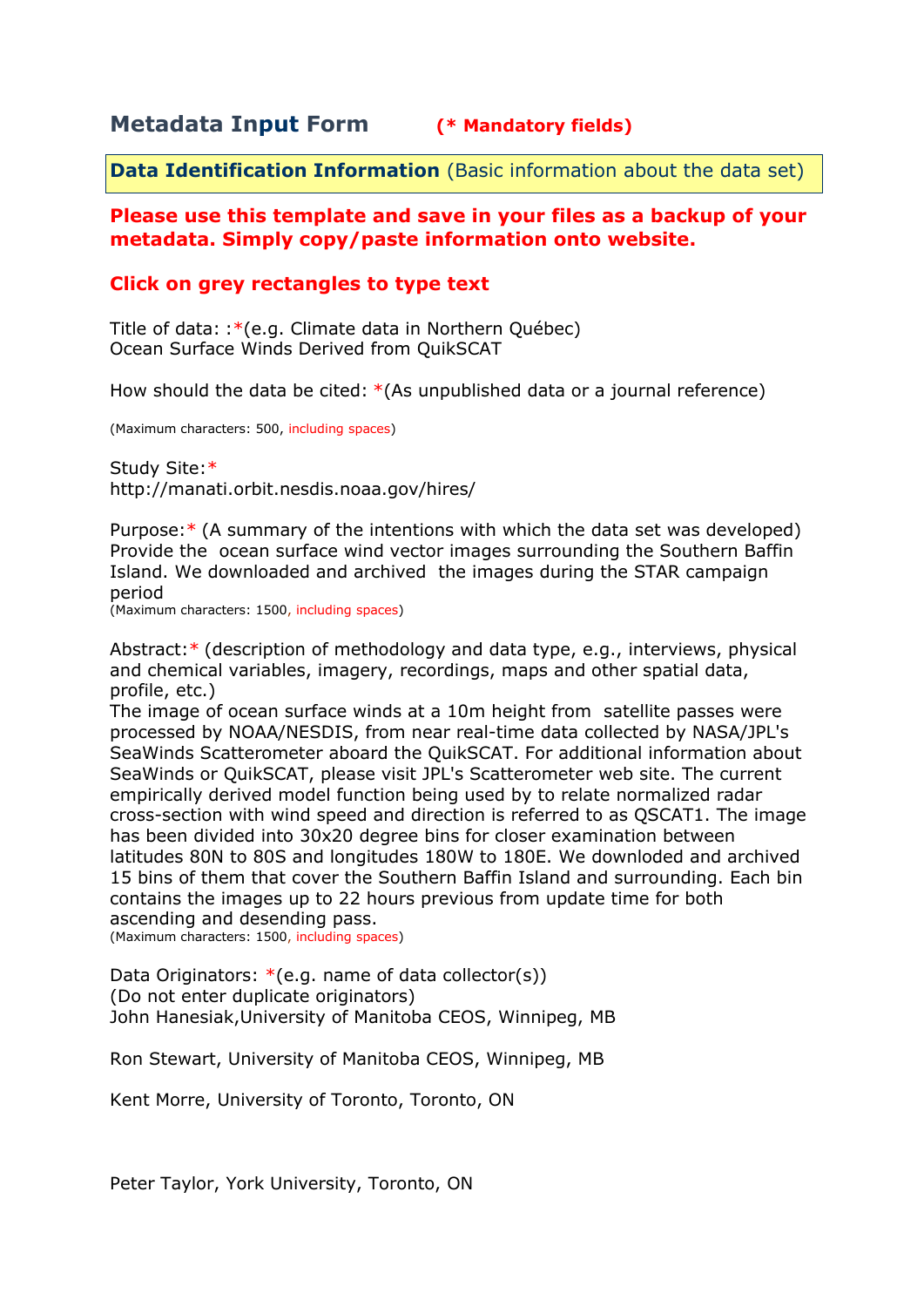# Metadata Input Form **(* Mandatory fields)**

**Data Identification Information** (Basic information about the data set)

**Please use this template and save in your files as a backup of your metadata. Simply copy/paste information onto website.**

**Click on grey rectangles to type text**

Title of data: :*(e.g. Climate data in Northern Québec)
Ocean Surface Winds Derived from QuikSCAT

How should the data be cited: *(As unpublished data or a journal reference)

(Maximum characters: 500, including spaces)

Study Site:*
http://manati.orbit.nesdis.noaa.gov/hires/

Purpose:* (A summary of the intentions with which the data set was developed)
Provide the ocean surface wind vector images surrounding the Southern Baffin Island. We downloaded and archived the images during the STAR campaign period
(Maximum characters: 1500, including spaces)

Abstract:* (description of methodology and data type, e.g., interviews, physical and chemical variables, imagery, recordings, maps and other spatial data, profile, etc.)
The image of ocean surface winds at a 10m height from satellite passes were processed by NOAA/NESDIS, from near real-time data collected by NASA/JPL's SeaWinds Scatterometer aboard the QuikSCAT. For additional information about SeaWinds or QuikSCAT, please visit JPL's Scatterometer web site. The current empirically derived model function being used by to relate normalized radar cross-section with wind speed and direction is referred to as QSCAT1. The image has been divided into 30x20 degree bins for closer examination between latitudes 80N to 80S and longitudes 180W to 180E. We downloded and archived 15 bins of them that cover the Southern Baffin Island and surrounding. Each bin contains the images up to 22 hours previous from update time for both ascending and desending pass.
(Maximum characters: 1500, including spaces)

Data Originators: *(e.g. name of data collector(s))
(Do not enter duplicate originators)
John Hanesiak,University of Manitoba CEOS, Winnipeg, MB

Ron Stewart, University of Manitoba CEOS, Winnipeg, MB

Kent Morre, University of Toronto, Toronto, ON

Peter Taylor, York University, Toronto, ON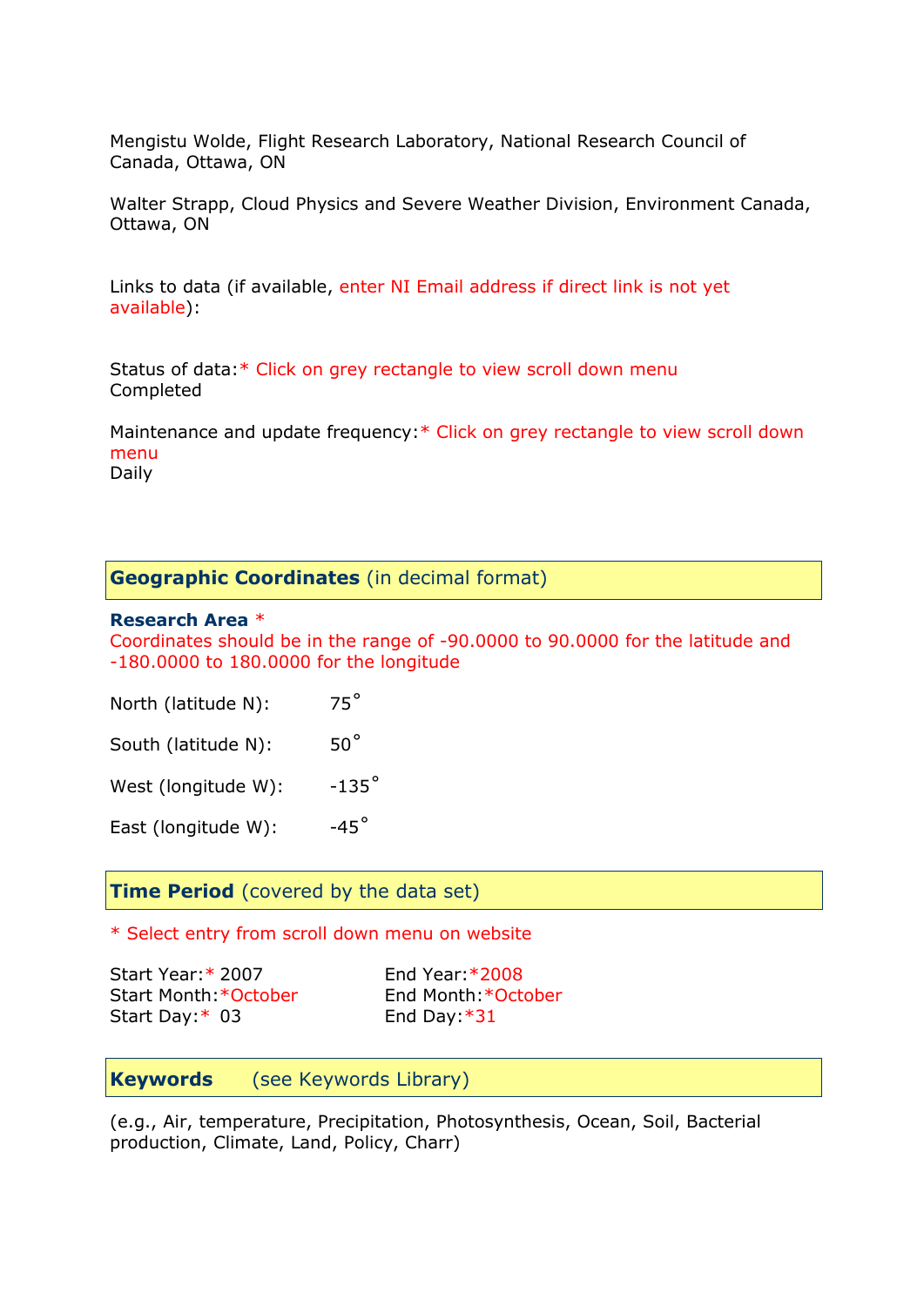Mengistu Wolde, Flight Research Laboratory, National Research Council of Canada, Ottawa, ON

Walter Strapp, Cloud Physics and Severe Weather Division, Environment Canada, Ottawa, ON

Links to data (if available, enter NI Email address if direct link is not yet available):

Status of data:* Click on grey rectangle to view scroll down menu
Completed

Maintenance and update frequency:* Click on grey rectangle to view scroll down menu
Daily

## Geographic Coordinates (in decimal format)

**Research Area** *
Coordinates should be in the range of -90.0000 to 90.0000 for the latitude and -180.0000 to 180.0000 for the longitude

North (latitude N): 75˚

South (latitude N): 50˚

West (longitude W): -135˚

East (longitude W): -45˚

## Time Period (covered by the data set)

* Select entry from scroll down menu on website

Start Year:* 2007
Start Month:*October
Start Day:* 03

End Year:*2008
End Month:*October
End Day:*31

## Keywords (see Keywords Library)

(e.g., Air, temperature, Precipitation, Photosynthesis, Ocean, Soil, Bacterial production, Climate, Land, Policy, Charr)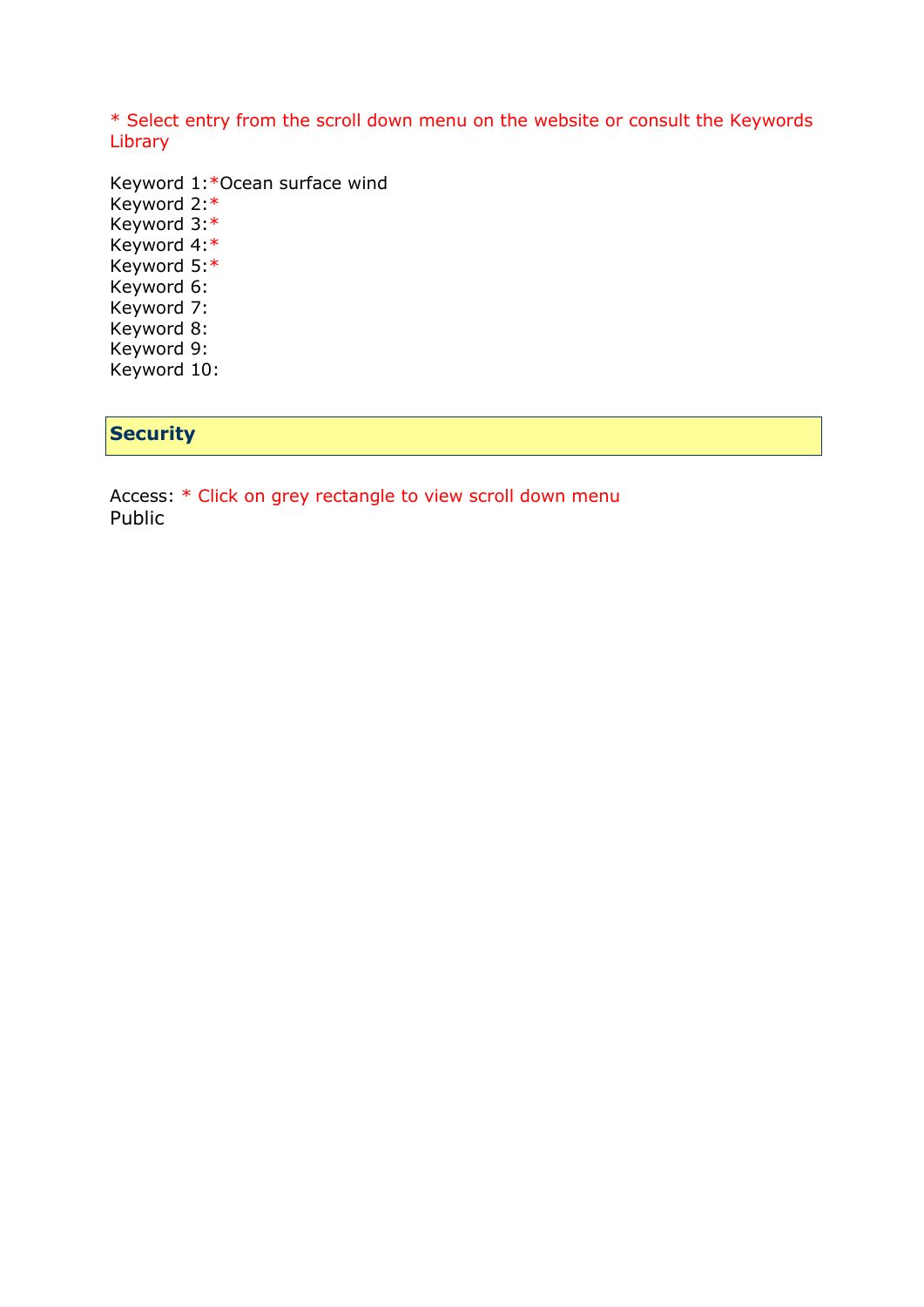* Select entry from the scroll down menu on the website or consult the Keywords Library

Keyword 1:*Ocean surface wind
Keyword 2:*
Keyword 3:*
Keyword 4:*
Keyword 5:*
Keyword 6:
Keyword 7:
Keyword 8:
Keyword 9:
Keyword 10:

## Security

Access: * Click on grey rectangle to view scroll down menu
Public